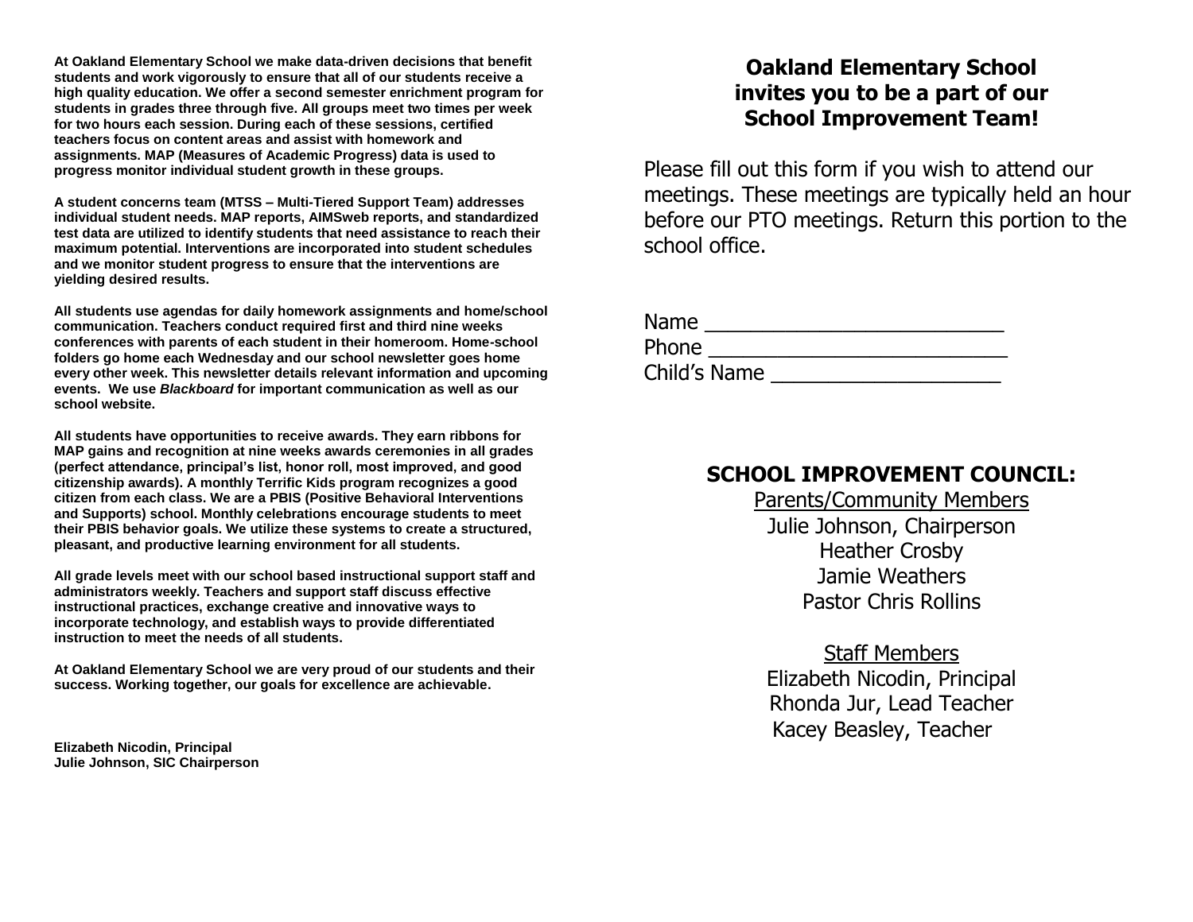At Oakland Elementary School we make data-driven decisions that benefit students and work vigorously to ensure that all of our students receive a high quality education. We offer a second semester enrichment program for students in grades three through five. All groups meet two times per week for two hours each session. During each of these sessions, certified teachers focus on content areas and assist with homework and assignments. MAP (Measures of Academic Progress) data is used to progress monitor individual student growth in these groups.

A student concerns team (MTSS – Multi-Tiered Support Team) addresses individual student needs. MAP reports, AIMSweb reports, and standardized test data are utilized to identify students that need assistance to reach their maximum potential. Interventions are incorporated into student schedules and we monitor student progress to ensure that the interventions are yielding desired results.

All students use agendas for daily homework assignments and home/school communication. Teachers conduct required first and third nine weeks conferences with parents of each student in their homeroom. Home-school folders go home each Wednesday and our school newsletter goes home every other week. This newsletter details relevant information and upcoming events. We use ***Blackboard*** for important communication as well as our school website.

All students have opportunities to receive awards. They earn ribbons for MAP gains and recognition at nine weeks awards ceremonies in all grades (perfect attendance, principal's list, honor roll, most improved, and good citizenship awards). A monthly Terrific Kids program recognizes a good citizen from each class. We are a PBIS (Positive Behavioral Interventions and Supports) school. Monthly celebrations encourage students to meet their PBIS behavior goals. We utilize these systems to create a structured, pleasant, and productive learning environment for all students.

All grade levels meet with our school based instructional support staff and administrators weekly. Teachers and support staff discuss effective instructional practices, exchange creative and innovative ways to incorporate technology, and establish ways to provide differentiated instruction to meet the needs of all students.

At Oakland Elementary School we are very proud of our students and their success. Working together, our goals for excellence are achievable.

**Elizabeth Nicodin, Principal**
**Julie Johnson, SIC Chairperson**

# Oakland Elementary School invites you to be a part of our School Improvement Team!

Please fill out this form if you wish to attend our meetings. These meetings are typically held an hour before our PTO meetings. Return this portion to the school office.

Name ___________________________
Phone ___________________________
Child's Name _____________________

## SCHOOL IMPROVEMENT COUNCIL:

Parents/Community Members

Julie Johnson, Chairperson
Heather Crosby
Jamie Weathers
Pastor Chris Rollins

Staff Members

Elizabeth Nicodin, Principal
Rhonda Jur, Lead Teacher
Kacey Beasley, Teacher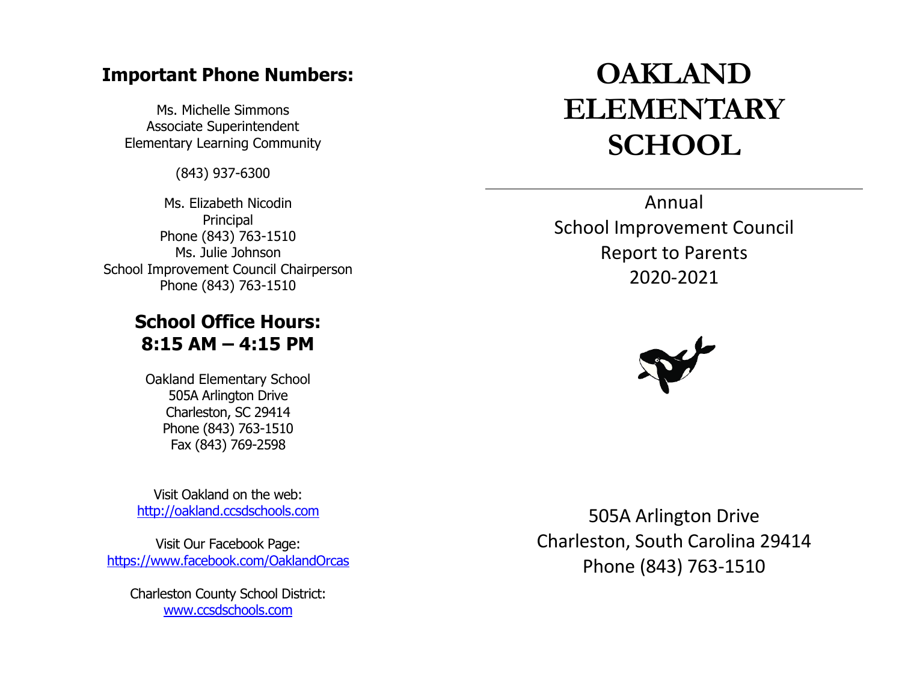## Important Phone Numbers:

Ms. Michelle Simmons
Associate Superintendent
Elementary Learning Community

(843) 937-6300

Ms. Elizabeth Nicodin
Principal
Phone (843) 763-1510
Ms. Julie Johnson
School Improvement Council Chairperson
Phone (843) 763-1510

## School Office Hours: 8:15 AM – 4:15 PM

Oakland Elementary School
505A Arlington Drive
Charleston, SC 29414
Phone (843) 763-1510
Fax (843) 769-2598

Visit Oakland on the web:
http://oakland.ccsdschools.com

Visit Our Facebook Page:
https://www.facebook.com/OaklandOrcas

Charleston County School District:
www.ccsdschools.com

# OAKLAND ELEMENTARY SCHOOL

Annual
School Improvement Council
Report to Parents
2020-2021

505A Arlington Drive
Charleston, South Carolina 29414
Phone (843) 763-1510